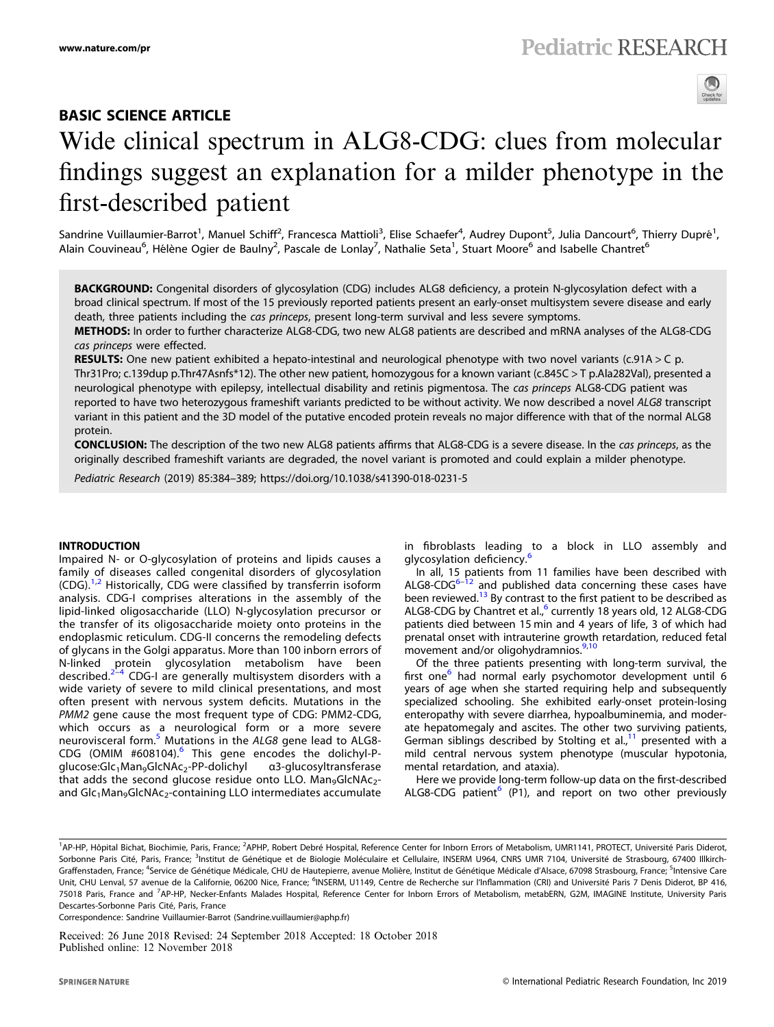## BASIC SCIENCE ARTICLE

# Wide clinical spectrum in ALG8-CDG: clues from molecular findings suggest an explanation for a milder phenotype in the first-described patient

Sandrine Vuillaumier-Barrot[1], Manuel Schiff[2], Francesca Mattioli[3], Elise Schaefer[4], Audrey Dupont[5], Julia Dancourt[6], Thierry Dupré[1], Alain Couvineau[6], Hélène Ogier de Baulny[2], Pascale de Lonlay[7], Nathalie Seta[1], Stuart Moore[6] and Isabelle Chantret[6]

**BACKGROUND:** Congenital disorders of glycosylation (CDG) includes ALG8 deficiency, a protein N-glycosylation defect with a broad clinical spectrum. If most of the 15 previously reported patients present an early-onset multisystem severe disease and early death, three patients including the *cas princeps*, present long-term survival and less severe symptoms.

**METHODS:** In order to further characterize ALG8-CDG, two new ALG8 patients are described and mRNA analyses of the ALG8-CDG *cas princeps* were effected.

**RESULTS:** One new patient exhibited a hepato-intestinal and neurological phenotype with two novel variants (c.91A > C p. Thr31Pro; c.139dup p.Thr47Asnfs*12). The other new patient, homozygous for a known variant (c.845C > T p.Ala282Val), presented a neurological phenotype with epilepsy, intellectual disability and retinis pigmentosa. The *cas princeps* ALG8-CDG patient was reported to have two heterozygous frameshift variants predicted to be without activity. We now described a novel *ALG8* transcript variant in this patient and the 3D model of the putative encoded protein reveals no major difference with that of the normal ALG8 protein.

**CONCLUSION:** The description of the two new ALG8 patients affirms that ALG8-CDG is a severe disease. In the *cas princeps*, as the originally described frameshift variants are degraded, the novel variant is promoted and could explain a milder phenotype.

*Pediatric Research* (2019) 85:384–389; https://doi.org/10.1038/s41390-018-0231-5

## INTRODUCTION

Impaired N- or O-glycosylation of proteins and lipids causes a family of diseases called congenital disorders of glycosylation (CDG).[1,2] Historically, CDG were classified by transferrin isoform analysis. CDG-I comprises alterations in the assembly of the lipid-linked oligosaccharide (LLO) N-glycosylation precursor or the transfer of its oligosaccharide moiety onto proteins in the endoplasmic reticulum. CDG-II concerns the remodeling defects of glycans in the Golgi apparatus. More than 100 inborn errors of N-linked protein glycosylation metabolism have been described.[2–4] CDG-I are generally multisystem disorders with a wide variety of severe to mild clinical presentations, and most often present with nervous system deficits. Mutations in the *PMM2* gene cause the most frequent type of CDG: PMM2-CDG, which occurs as a neurological form or a more severe neurovisceral form.[5] Mutations in the *ALG8* gene lead to ALG8-CDG (OMIM #608104).[6] This gene encodes the dolichyl-P-glucose:$Glc_1Man_9GlcNAc_2$-PP-dolichyl α3-glucosyltransferase that adds the second glucose residue onto LLO. $Man_9GlcNAc_2$- and $Glc_1Man_9GlcNAc_2$-containing LLO intermediates accumulate in fibroblasts leading to a block in LLO assembly and glycosylation deficiency.[6]

In all, 15 patients from 11 families have been described with ALG8-CDG[6–12] and published data concerning these cases have been reviewed.[13] By contrast to the first patient to be described as ALG8-CDG by Chantret et al.,[6] currently 18 years old, 12 ALG8-CDG patients died between 15 min and 4 years of life, 3 of which had prenatal onset with intrauterine growth retardation, reduced fetal movement and/or oligohydramnios.[9,10]

Of the three patients presenting with long-term survival, the first one[6] had normal early psychomotor development until 6 years of age when she started requiring help and subsequently specialized schooling. She exhibited early-onset protein-losing enteropathy with severe diarrhea, hypoalbuminemia, and moderate hepatomegaly and ascites. The other two surviving patients, German siblings described by Stolting et al.,[11] presented with a mild central nervous system phenotype (muscular hypotonia, mental retardation, and ataxia).

Here we provide long-term follow-up data on the first-described ALG8-CDG patient[6] (P1), and report on two other previously

---

[1]AP-HP, Hôpital Bichat, Biochimie, Paris, France; [2]APHP, Robert Debré Hospital, Reference Center for Inborn Errors of Metabolism, UMR1141, PROTECT, Université Paris Diderot, Sorbonne Paris Cité, Paris, France; [3]Institut de Génétique et de Biologie Moléculaire et Cellulaire, INSERM U964, CNRS UMR 7104, Université de Strasbourg, 67400 Illkirch-Graffenstaden, France; [4]Service de Génétique Médicale, CHU de Hautepierre, avenue Molière, Institut de Génétique Médicale d'Alsace, 67098 Strasbourg, France; [5]Intensive Care Unit, CHU Lenval, 57 avenue de la Californie, 06200 Nice, France; [6]INSERM, U1149, Centre de Recherche sur l'Inflammation (CRI) and Université Paris 7 Denis Diderot, BP 416, 75018 Paris, France and [7]AP-HP, Necker-Enfants Malades Hospital, Reference Center for Inborn Errors of Metabolism, metabERN, G2M, IMAGINE Institute, University Paris Descartes-Sorbonne Paris Cité, Paris, France

Correspondence: Sandrine Vuillaumier-Barrot (Sandrine.vuillaumier@aphp.fr)

Received: 26 June 2018 Revised: 24 September 2018 Accepted: 18 October 2018
Published online: 12 November 2018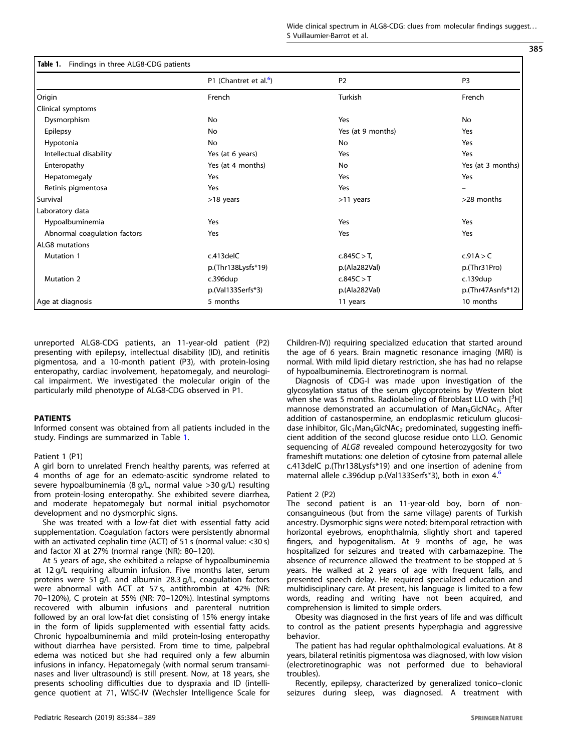**Table 1.** Findings in three ALG8-CDG patients

| | P1 (Chantret et al.[6]) | P2 | P3 |
|---|---|---|---|
| Origin | French | Turkish | French |
| Clinical symptoms | | | |
| Dysmorphism | No | Yes | No |
| Epilepsy | No | Yes (at 9 months) | Yes |
| Hypotonia | No | No | Yes |
| Intellectual disability | Yes (at 6 years) | Yes | Yes |
| Enteropathy | Yes (at 4 months) | No | Yes (at 3 months) |
| Hepatomegaly | Yes | Yes | Yes |
| Retinis pigmentosa | Yes | Yes | – |
| Survival | >18 years | >11 years | >28 months |
| Laboratory data | | | |
| Hypoalbuminemia | Yes | Yes | Yes |
| Abnormal coagulation factors | Yes | Yes | Yes |
| ALG8 mutations | | | |
| Mutation 1 | c.413delC | c.845C > T, | c.91A > C |
| | p.(Thr138Lysfs*19) | p.(Ala282Val) | p.(Thr31Pro) |
| Mutation 2 | c.396dup | c.845C > T | c.139dup |
| | p.(Val133Serfs*3) | p.(Ala282Val) | p.(Thr47Asnfs*12) |
| Age at diagnosis | 5 months | 11 years | 10 months |

unreported ALG8-CDG patients, an 11-year-old patient (P2) presenting with epilepsy, intellectual disability (ID), and retinitis pigmentosa, and a 10-month patient (P3), with protein-losing enteropathy, cardiac involvement, hepatomegaly, and neurological impairment. We investigated the molecular origin of the particularly mild phenotype of ALG8-CDG observed in P1.

## PATIENTS

Informed consent was obtained from all patients included in the study. Findings are summarized in Table 1.

### Patient 1 (P1)

A girl born to unrelated French healthy parents, was referred at 4 months of age for an edemato-ascitic syndrome related to severe hypoalbuminemia (8 g/L, normal value >30 g/L) resulting from protein-losing enteropathy. She exhibited severe diarrhea, and moderate hepatomegaly but normal initial psychomotor development and no dysmorphic signs.

She was treated with a low-fat diet with essential fatty acid supplementation. Coagulation factors were persistently abnormal with an activated cephalin time (ACT) of 51 s (normal value: <30 s) and factor XI at 27% (normal range (NR): 80–120%).

At 5 years of age, she exhibited a relapse of hypoalbuminemia at 12 g/L requiring albumin infusion. Five months later, serum proteins were 51 g/L and albumin 28.3 g/L, coagulation factors were abnormal with ACT at 57 s, antithrombin at 42% (NR: 70–120%), C protein at 55% (NR: 70–120%). Intestinal symptoms recovered with albumin infusions and parenteral nutrition followed by an oral low-fat diet consisting of 15% energy intake in the form of lipids supplemented with essential fatty acids. Chronic hypoalbuminemia and mild protein-losing enteropathy without diarrhea have persisted. From time to time, palpebral edema was noticed but she had required only a few albumin infusions in infancy. Hepatomegaly (with normal serum transaminases and liver ultrasound) is still present. Now, at 18 years, she presents schooling difficulties due to dyspraxia and ID (intelligence quotient at 71, WISC-IV (Wechsler Intelligence Scale for Children-IV)) requiring specialized education that started around the age of 6 years. Brain magnetic resonance imaging (MRI) is normal. With mild lipid dietary restriction, she has had no relapse of hypoalbuminemia. Electroretinogram is normal.

Diagnosis of CDG-I was made upon investigation of the glycosylation status of the serum glycoproteins by Western blot when she was 5 months. Radiolabeling of fibroblast LLO with [$^{3}$H] mannose demonstrated an accumulation of $Man_9GlcNAc_2$. After addition of castanospermine, an endoplasmic reticulum glucosidase inhibitor, $Glc_1Man_9GlcNAc_2$ predominated, suggesting inefficient addition of the second glucose residue onto LLO. Genomic sequencing of *ALG8* revealed compound heterozygosity for two frameshift mutations: one deletion of cytosine from paternal allele c.413delC p.(Thr138Lysfs*19) and one insertion of adenine from maternal allele c.396dup p.(Val133Serfs*3), both in exon 4.[6]

### Patient 2 (P2)

The second patient is an 11-year-old boy, born of non-consanguineous (but from the same village) parents of Turkish ancestry. Dysmorphic signs were noted: bitemporal retraction with horizontal eyebrows, enophthalmia, slightly short and tapered fingers, and hypogenitalism. At 9 months of age, he was hospitalized for seizures and treated with carbamazepine. The absence of recurrence allowed the treatment to be stopped at 5 years. He walked at 2 years of age with frequent falls, and presented speech delay. He required specialized education and multidisciplinary care. At present, his language is limited to a few words, reading and writing have not been acquired, and comprehension is limited to simple orders.

Obesity was diagnosed in the first years of life and was difficult to control as the patient presents hyperphagia and aggressive behavior.

The patient has had regular ophthalmological evaluations. At 8 years, bilateral retinitis pigmentosa was diagnosed, with low vision (electroretinographic was not performed due to behavioral troubles).

Recently, epilepsy, characterized by generalized tonico–clonic seizures during sleep, was diagnosed. A treatment with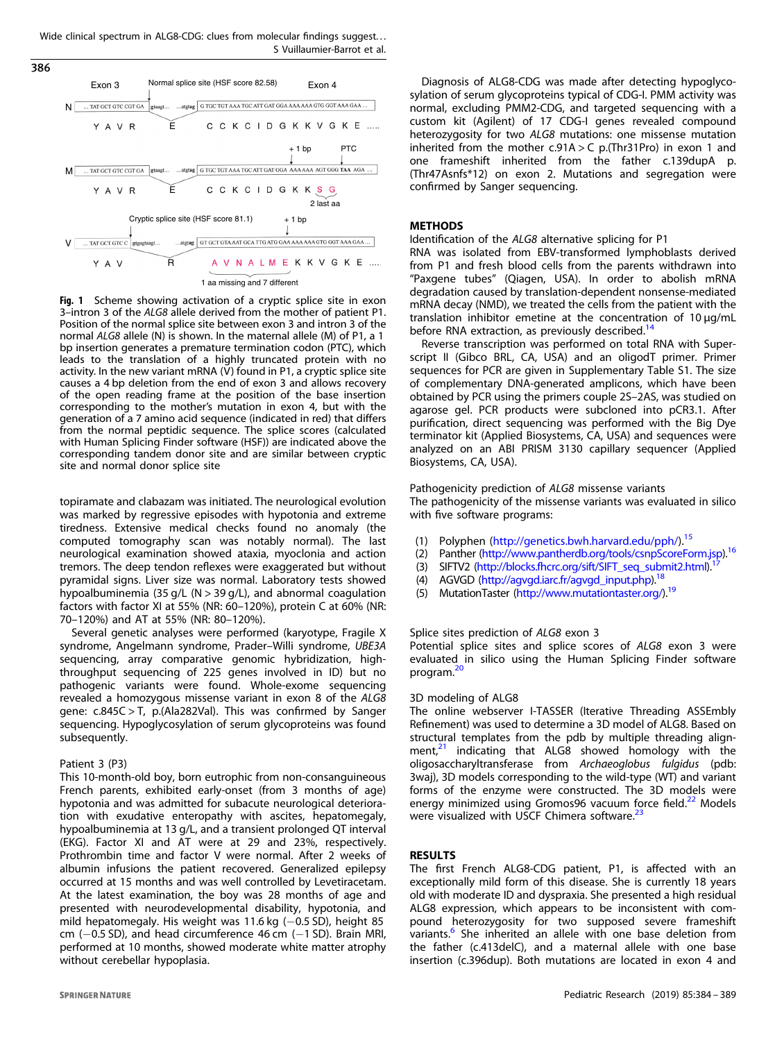Fig. 1 Scheme showing activation of a cryptic splice site in exon 3–intron 3 of the *ALG8* allele derived from the mother of patient P1. Position of the normal splice site between exon 3 and intron 3 of the normal *ALG8* allele (N) is shown. In the maternal allele (M) of P1, a 1 bp insertion generates a premature termination codon (PTC), which leads to the translation of a highly truncated protein with no activity. In the new variant mRNA (V) found in P1, a cryptic splice site causes a 4 bp deletion from the end of exon 3 and allows recovery of the open reading frame at the position of the base insertion corresponding to the mother's mutation in exon 4, but with the generation of a 7 amino acid sequence (indicated in red) that differs from the normal peptidic sequence. The splice scores (calculated with Human Splicing Finder software (HSF)) are indicated above the corresponding tandem donor site and are similar between cryptic site and normal donor splice site

topiramate and clabazam was initiated. The neurological evolution was marked by regressive episodes with hypotonia and extreme tiredness. Extensive medical checks found no anomaly (the computed tomography scan was notably normal). The last neurological examination showed ataxia, myoclonia and action tremors. The deep tendon reflexes were exaggerated but without pyramidal signs. Liver size was normal. Laboratory tests showed hypoalbuminemia (35 g/L (N > 39 g/L), and abnormal coagulation factors with factor XI at 55% (NR: 60–120%), protein C at 60% (NR: 70–120%) and AT at 55% (NR: 80–120%).

Several genetic analyses were performed (karyotype, Fragile X syndrome, Angelmann syndrome, Prader–Willi syndrome, *UBE3A* sequencing, array comparative genomic hybridization, high-throughput sequencing of 225 genes involved in ID) but no pathogenic variants were found. Whole-exome sequencing revealed a homozygous missense variant in exon 8 of the *ALG8* gene: c.845C > T, p.(Ala282Val). This was confirmed by Sanger sequencing. Hypoglycosylation of serum glycoproteins was found subsequently.

Patient 3 (P3)

This 10-month-old boy, born eutrophic from non-consanguineous French parents, exhibited early-onset (from 3 months of age) hypotonia and was admitted for subacute neurological deterioration with exudative enteropathy with ascites, hepatomegaly, hypoalbuminemia at 13 g/L, and a transient prolonged QT interval (EKG). Factor XI and AT were at 29 and 23%, respectively. Prothrombin time and factor V were normal. After 2 weeks of albumin infusions the patient recovered. Generalized epilepsy occurred at 15 months and was well controlled by Levetiracetam. At the latest examination, the boy was 28 months of age and presented with neurodevelopmental disability, hypotonia, and mild hepatomegaly. His weight was 11.6 kg (−0.5 SD), height 85 cm (−0.5 SD), and head circumference 46 cm (−1 SD). Brain MRI, performed at 10 months, showed moderate white matter atrophy without cerebellar hypoplasia.

Diagnosis of ALG8-CDG was made after detecting hypoglycosylation of serum glycoproteins typical of CDG-I. PMM activity was normal, excluding PMM2-CDG, and targeted sequencing with a custom kit (Agilent) of 17 CDG-I genes revealed compound heterozygosity for two *ALG8* mutations: one missense mutation inherited from the mother c.91A > C p.(Thr31Pro) in exon 1 and one frameshift inherited from the father c.139dupA p.(Thr47Asnfs*12) on exon 2. Mutations and segregation were confirmed by Sanger sequencing.

## METHODS

Identification of the *ALG8* alternative splicing for P1

RNA was isolated from EBV-transformed lymphoblasts derived from P1 and fresh blood cells from the parents withdrawn into "Paxgene tubes" (Qiagen, USA). In order to abolish mRNA degradation caused by translation-dependent nonsense-mediated mRNA decay (NMD), we treated the cells from the patient with the translation inhibitor emetine at the concentration of 10 µg/mL before RNA extraction, as previously described.[14]

Reverse transcription was performed on total RNA with Superscript II (Gibco BRL, CA, USA) and an oligodT primer. Primer sequences for PCR are given in Supplementary Table S1. The size of complementary DNA-generated amplicons, which have been obtained by PCR using the primers couple 2S–2AS, was studied on agarose gel. PCR products were subcloned into pCR3.1. After purification, direct sequencing was performed with the Big Dye terminator kit (Applied Biosystems, CA, USA) and sequences were analyzed on an ABI PRISM 3130 capillary sequencer (Applied Biosystems, CA, USA).

Pathogenicity prediction of *ALG8* missense variants

The pathogenicity of the missense variants was evaluated in silico with five software programs:

1. Polyphen (http://genetics.bwh.harvard.edu/pph/).[15]
2. Panther (http://www.pantherdb.org/tools/csnpScoreForm.jsp).[16]
3. SIFTV2 (http://blocks.fhcrc.org/sift/SIFT_seq_submit2.html).[17]
4. AGVGD (http://agvgd.iarc.fr/agvgd_input.php).[18]
5. MutationTaster (http://www.mutationtaster.org/).[19]

Splice sites prediction of *ALG8* exon 3

Potential splice sites and splice scores of *ALG8* exon 3 were evaluated in silico using the Human Splicing Finder software program.[20]

3D modeling of ALG8

The online webserver I-TASSER (Iterative Threading ASSEmbly Refinement) was used to determine a 3D model of ALG8. Based on structural templates from the pdb by multiple threading alignment,[21] indicating that ALG8 showed homology with the oligosaccharyltransferase from *Archaeoglobus fulgidus* (pdb: 3waj), 3D models corresponding to the wild-type (WT) and variant forms of the enzyme were constructed. The 3D models were energy minimized using Gromos96 vacuum force field.[22] Models were visualized with USCF Chimera software.[23]

## RESULTS

The first French ALG8-CDG patient, P1, is affected with an exceptionally mild form of this disease. She is currently 18 years old with moderate ID and dyspraxia. She presented a high residual ALG8 expression, which appears to be inconsistent with compound heterozygosity for two supposed severe frameshift variants.[6] She inherited an allele with one base deletion from the father (c.413delC), and a maternal allele with one base insertion (c.396dup). Both mutations are located in exon 4 and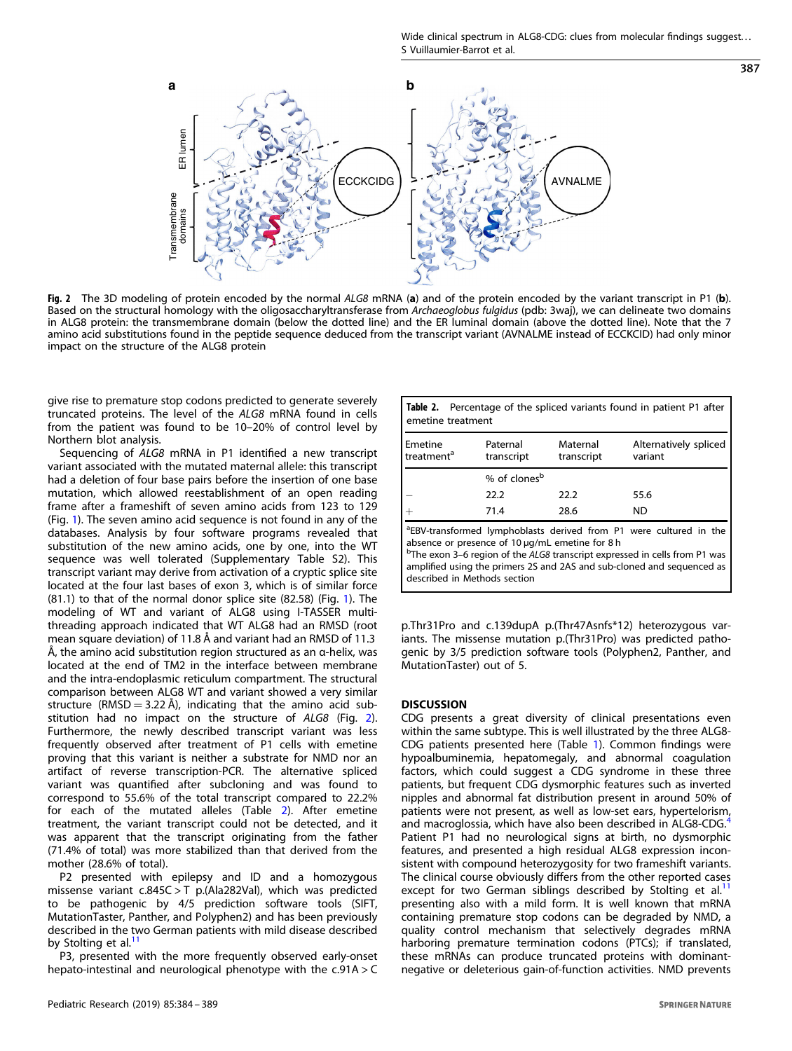Fig. 2 The 3D modeling of protein encoded by the normal *ALG8* mRNA (**a**) and of the protein encoded by the variant transcript in P1 (**b**). Based on the structural homology with the oligosaccharyltransferase from *Archaeoglobus fulgidus* (pdb: 3waj), we can delineate two domains in ALG8 protein: the transmembrane domain (below the dotted line) and the ER luminal domain (above the dotted line). Note that the 7 amino acid substitutions found in the peptide sequence deduced from the transcript variant (AVNALME instead of ECCKCID) had only minor impact on the structure of the ALG8 protein

give rise to premature stop codons predicted to generate severely truncated proteins. The level of the *ALG8* mRNA found in cells from the patient was found to be 10–20% of control level by Northern blot analysis.

Sequencing of *ALG8* mRNA in P1 identified a new transcript variant associated with the mutated maternal allele: this transcript had a deletion of four base pairs before the insertion of one base mutation, which allowed reestablishment of an open reading frame after a frameshift of seven amino acids from 123 to 129 (Fig. 1). The seven amino acid sequence is not found in any of the databases. Analysis by four software programs revealed that substitution of the new amino acids, one by one, into the WT sequence was well tolerated (Supplementary Table S2). This transcript variant may derive from activation of a cryptic splice site located at the four last bases of exon 3, which is of similar force (81.1) to that of the normal donor splice site (82.58) (Fig. 1). The modeling of WT and variant of ALG8 using I-TASSER multi-threading approach indicated that WT ALG8 had an RMSD (root mean square deviation) of 11.8 Å and variant had an RMSD of 11.3 Å, the amino acid substitution region structured as an α-helix, was located at the end of TM2 in the interface between membrane and the intra-endoplasmic reticulum compartment. The structural comparison between ALG8 WT and variant showed a very similar structure (RMSD = 3.22 Å), indicating that the amino acid substitution had no impact on the structure of *ALG8* (Fig. 2). Furthermore, the newly described transcript variant was less frequently observed after treatment of P1 cells with emetine proving that this variant is neither a substrate for NMD nor an artifact of reverse transcription-PCR. The alternative spliced variant was quantified after subcloning and was found to correspond to 55.6% of the total transcript compared to 22.2% for each of the mutated alleles (Table 2). After emetine treatment, the variant transcript could not be detected, and it was apparent that the transcript originating from the father (71.4% of total) was more stabilized than that derived from the mother (28.6% of total).

P2 presented with epilepsy and ID and a homozygous missense variant c.845C > T p.(Ala282Val), which was predicted to be pathogenic by 4/5 prediction software tools (SIFT, MutationTaster, Panther, and Polyphen2) and has been previously described in the two German patients with mild disease described by Stolting et al.[11]

P3, presented with the more frequently observed early-onset hepato-intestinal and neurological phenotype with the c.91A > C p.Thr31Pro and c.139dupA p.(Thr47Asnfs*12) heterozygous variants. The missense mutation p.(Thr31Pro) was predicted pathogenic by 3/5 prediction software tools (Polyphen2, Panther, and MutationTaster) out of 5.

**Table 2.** Percentage of the spliced variants found in patient P1 after emetine treatment

| Emetine treatment[a] | Paternal transcript | Maternal transcript | Alternatively spliced variant |
|---|---|---|---|
| | % of clones[b] | | |
| − | 22.2 | 22.2 | 55.6 |
| + | 71.4 | 28.6 | ND |

[a]EBV-transformed lymphoblasts derived from P1 were cultured in the absence or presence of 10 µg/mL emetine for 8 h

[b]The exon 3–6 region of the *ALG8* transcript expressed in cells from P1 was amplified using the primers 2S and 2AS and sub-cloned and sequenced as described in Methods section

## DISCUSSION

CDG presents a great diversity of clinical presentations even within the same subtype. This is well illustrated by the three ALG8-CDG patients presented here (Table 1). Common findings were hypoalbuminemia, hepatomegaly, and abnormal coagulation factors, which could suggest a CDG syndrome in these three patients, but frequent CDG dysmorphic features such as inverted nipples and abnormal fat distribution present in around 50% of patients were not present, as well as low-set ears, hypertelorism, and macroglossia, which have also been described in ALG8-CDG.[4] Patient P1 had no neurological signs at birth, no dysmorphic features, and presented a high residual ALG8 expression inconsistent with compound heterozygosity for two frameshift variants. The clinical course obviously differs from the other reported cases except for two German siblings described by Stolting et al.[11] presenting also with a mild form. It is well known that mRNA containing premature stop codons can be degraded by NMD, a quality control mechanism that selectively degrades mRNA harboring premature termination codons (PTCs); if translated, these mRNAs can produce truncated proteins with dominant-negative or deleterious gain-of-function activities. NMD prevents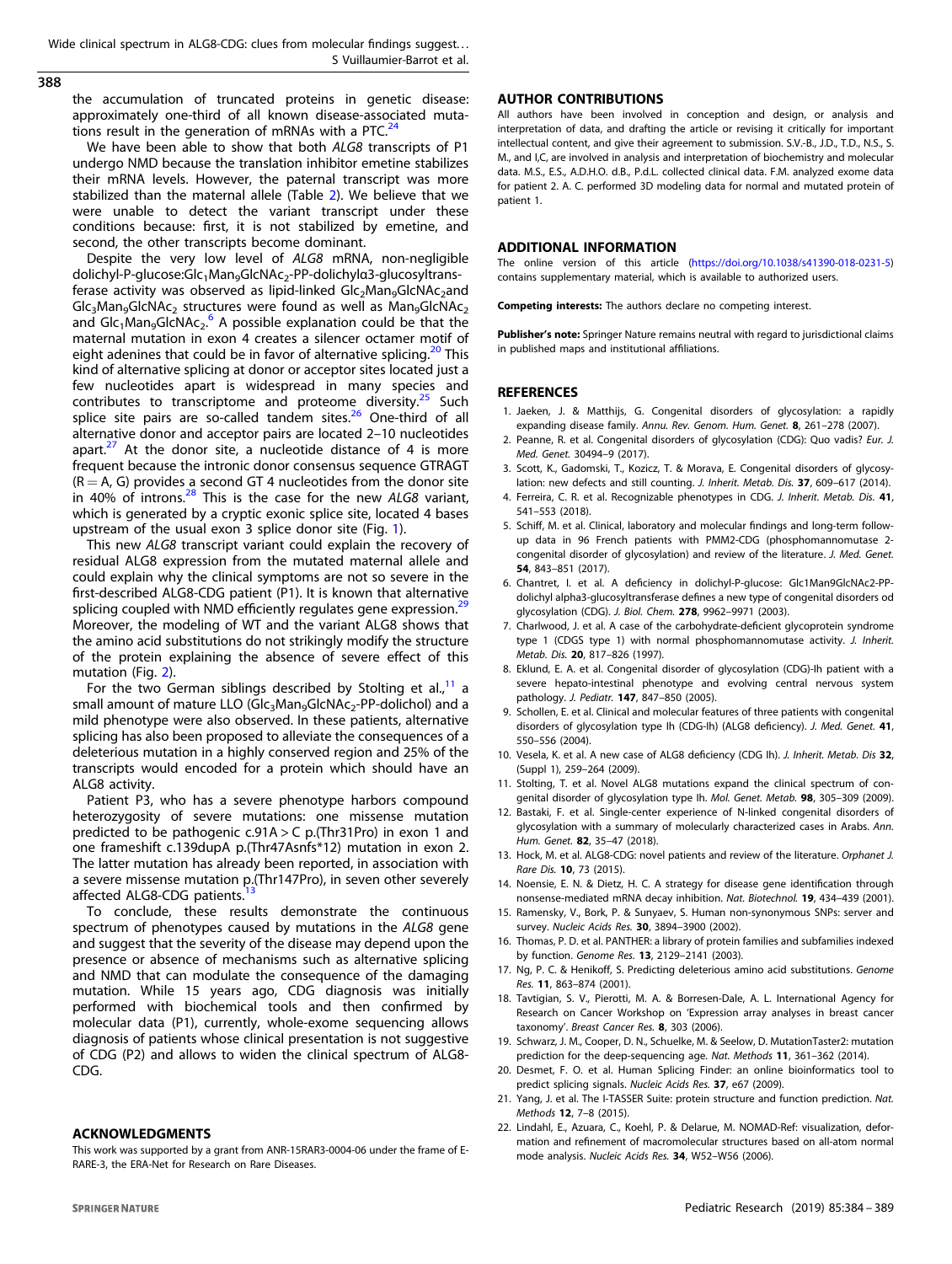the accumulation of truncated proteins in genetic disease: approximately one-third of all known disease-associated mutations result in the generation of mRNAs with a PTC.[24]

We have been able to show that both *ALG8* transcripts of P1 undergo NMD because the translation inhibitor emetine stabilizes their mRNA levels. However, the paternal transcript was more stabilized than the maternal allele (Table 2). We believe that we were unable to detect the variant transcript under these conditions because: first, it is not stabilized by emetine, and second, the other transcripts become dominant.

Despite the very low level of *ALG8* mRNA, non-negligible dolichyl-P-glucose:$Glc_1Man_9GlcNAc_2$-PP-dolichylα3-glucosyltransferase activity was observed as lipid-linked $Glc_2Man_9GlcNAc_2$ and $Glc_3Man_9GlcNAc_2$ structures were found as well as $Man_9GlcNAc_2$ and $Glc_1Man_9GlcNAc_2$.[6] A possible explanation could be that the maternal mutation in exon 4 creates a silencer octamer motif of eight adenines that could be in favor of alternative splicing.[20] This kind of alternative splicing at donor or acceptor sites located just a few nucleotides apart is widespread in many species and contributes to transcriptome and proteome diversity.[25] Such splice site pairs are so-called tandem sites.[26] One-third of all alternative donor and acceptor pairs are located 2–10 nucleotides apart.[27] At the donor site, a nucleotide distance of 4 is more frequent because the intronic donor consensus sequence GTRAGT (R = A, G) provides a second GT 4 nucleotides from the donor site in 40% of introns.[28] This is the case for the new *ALG8* variant, which is generated by a cryptic exonic splice site, located 4 bases upstream of the usual exon 3 splice donor site (Fig. 1).

This new *ALG8* transcript variant could explain the recovery of residual ALG8 expression from the mutated maternal allele and could explain why the clinical symptoms are not so severe in the first-described ALG8-CDG patient (P1). It is known that alternative splicing coupled with NMD efficiently regulates gene expression.[29] Moreover, the modeling of WT and the variant ALG8 shows that the amino acid substitutions do not strikingly modify the structure of the protein explaining the absence of severe effect of this mutation (Fig. 2).

For the two German siblings described by Stolting et al.,[11] a small amount of mature LLO ($Glc_3Man_9GlcNAc_2$-PP-dolichol) and a mild phenotype were also observed. In these patients, alternative splicing has also been proposed to alleviate the consequences of a deleterious mutation in a highly conserved region and 25% of the transcripts would encoded for a protein which should have an ALG8 activity.

Patient P3, who has a severe phenotype harbors compound heterozygosity of severe mutations: one missense mutation predicted to be pathogenic c.91A > C p.(Thr31Pro) in exon 1 and one frameshift c.139dupA p.(Thr47Asnfs*12) mutation in exon 2. The latter mutation has already been reported, in association with a severe missense mutation p.(Thr147Pro), in seven other severely affected ALG8-CDG patients.[13]

To conclude, these results demonstrate the continuous spectrum of phenotypes caused by mutations in the *ALG8* gene and suggest that the severity of the disease may depend upon the presence or absence of mechanisms such as alternative splicing and NMD that can modulate the consequence of the damaging mutation. While 15 years ago, CDG diagnosis was initially performed with biochemical tools and then confirmed by molecular data (P1), currently, whole-exome sequencing allows diagnosis of patients whose clinical presentation is not suggestive of CDG (P2) and allows to widen the clinical spectrum of ALG8-CDG.

## ACKNOWLEDGMENTS

This work was supported by a grant from ANR-15RAR3-0004-06 under the frame of E-RARE-3, the ERA-Net for Research on Rare Diseases.

## AUTHOR CONTRIBUTIONS

All authors have been involved in conception and design, or analysis and interpretation of data, and drafting the article or revising it critically for important intellectual content, and give their agreement to submission. S.V.-B., J.D., T.D., N.S., S. M., and I,C, are involved in analysis and interpretation of biochemistry and molecular data. M.S., E.S., A.D.H.O. d.B., P.d.L. collected clinical data. F.M. analyzed exome data for patient 2. A. C. performed 3D modeling data for normal and mutated protein of patient 1.

## ADDITIONAL INFORMATION

The online version of this article (https://doi.org/10.1038/s41390-018-0231-5) contains supplementary material, which is available to authorized users.

**Competing interests:** The authors declare no competing interest.

**Publisher's note:** Springer Nature remains neutral with regard to jurisdictional claims in published maps and institutional affiliations.

## REFERENCES

1. Jaeken, J. & Matthijs, G. Congenital disorders of glycosylation: a rapidly expanding disease family. *Annu. Rev. Genom. Hum. Genet.* **8**, 261–278 (2007).
2. Peanne, R. et al. Congenital disorders of glycosylation (CDG): Quo vadis? *Eur. J. Med. Genet.* 30494–9 (2017).
3. Scott, K., Gadomski, T., Kozicz, T. & Morava, E. Congenital disorders of glycosylation: new defects and still counting. *J. Inherit. Metab. Dis.* **37**, 609–617 (2014).
4. Ferreira, C. R. et al. Recognizable phenotypes in CDG. *J. Inherit. Metab. Dis.* **41**, 541–553 (2018).
5. Schiff, M. et al. Clinical, laboratory and molecular findings and long-term follow-up data in 96 French patients with PMM2-CDG (phosphomannomutase 2-congenital disorder of glycosylation) and review of the literature. *J. Med. Genet.* **54**, 843–851 (2017).
6. Chantret, I. et al. A deficiency in dolichyl-P-glucose: Glc1Man9GlcNAc2-PP-dolichyl alpha3-glucosyltransferase defines a new type of congenital disorders od glycosylation (CDG). *J. Biol. Chem.* **278**, 9962–9971 (2003).
7. Charlwood, J. et al. A case of the carbohydrate-deficient glycoprotein syndrome type 1 (CDGS type 1) with normal phosphomannomutase activity. *J. Inherit. Metab. Dis.* **20**, 817–826 (1997).
8. Eklund, E. A. et al. Congenital disorder of glycosylation (CDG)-Ih patient with a severe hepato-intestinal phenotype and evolving central nervous system pathology. *J. Pediatr.* **147**, 847–850 (2005).
9. Schollen, E. et al. Clinical and molecular features of three patients with congenital disorders of glycosylation type Ih (CDG-Ih) (ALG8 deficiency). *J. Med. Genet.* **41**, 550–556 (2004).
10. Vesela, K. et al. A new case of ALG8 deficiency (CDG Ih). *J. Inherit. Metab. Dis* **32**, (Suppl 1), 259–264 (2009).
11. Stolting, T. et al. Novel ALG8 mutations expand the clinical spectrum of congenital disorder of glycosylation type Ih. *Mol. Genet. Metab.* **98**, 305–309 (2009).
12. Bastaki, F. et al. Single-center experience of N-linked congenital disorders of glycosylation with a summary of molecularly characterized cases in Arabs. *Ann. Hum. Genet.* **82**, 35–47 (2018).
13. Hock, M. et al. ALG8-CDG: novel patients and review of the literature. *Orphanet J. Rare Dis.* **10**, 73 (2015).
14. Noensie, E. N. & Dietz, H. C. A strategy for disease gene identification through nonsense-mediated mRNA decay inhibition. *Nat. Biotechnol.* **19**, 434–439 (2001).
15. Ramensky, V., Bork, P. & Sunyaev, S. Human non-synonymous SNPs: server and survey. *Nucleic Acids Res.* **30**, 3894–3900 (2002).
16. Thomas, P. D. et al. PANTHER: a library of protein families and subfamilies indexed by function. *Genome Res.* **13**, 2129–2141 (2003).
17. Ng, P. C. & Henikoff, S. Predicting deleterious amino acid substitutions. *Genome Res.* **11**, 863–874 (2001).
18. Tavtigian, S. V., Pierotti, M. A. & Borresen-Dale, A. L. International Agency for Research on Cancer Workshop on 'Expression array analyses in breast cancer taxonomy'. *Breast Cancer Res.* **8**, 303 (2006).
19. Schwarz, J. M., Cooper, D. N., Schuelke, M. & Seelow, D. MutationTaster2: mutation prediction for the deep-sequencing age. *Nat. Methods* **11**, 361–362 (2014).
20. Desmet, F. O. et al. Human Splicing Finder: an online bioinformatics tool to predict splicing signals. *Nucleic Acids Res.* **37**, e67 (2009).
21. Yang, J. et al. The I-TASSER Suite: protein structure and function prediction. *Nat. Methods* **12**, 7–8 (2015).
22. Lindahl, E., Azuara, C., Koehl, P. & Delarue, M. NOMAD-Ref: visualization, deformation and refinement of macromolecular structures based on all-atom normal mode analysis. *Nucleic Acids Res.* **34**, W52–W56 (2006).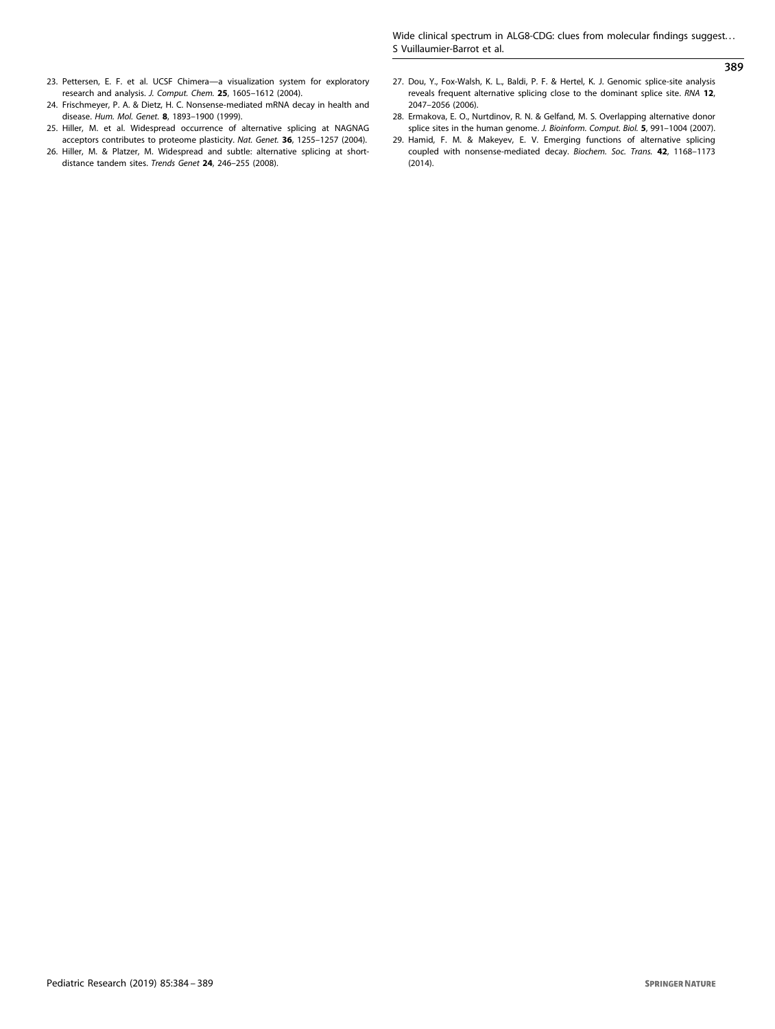23. Pettersen, E. F. et al. UCSF Chimera—a visualization system for exploratory research and analysis. *J. Comput. Chem.* **25**, 1605–1612 (2004).
24. Frischmeyer, P. A. & Dietz, H. C. Nonsense-mediated mRNA decay in health and disease. *Hum. Mol. Genet.* **8**, 1893–1900 (1999).
25. Hiller, M. et al. Widespread occurrence of alternative splicing at NAGNAG acceptors contributes to proteome plasticity. *Nat. Genet.* **36**, 1255–1257 (2004).
26. Hiller, M. & Platzer, M. Widespread and subtle: alternative splicing at short-distance tandem sites. *Trends Genet* **24**, 246–255 (2008).
27. Dou, Y., Fox-Walsh, K. L., Baldi, P. F. & Hertel, K. J. Genomic splice-site analysis reveals frequent alternative splicing close to the dominant splice site. *RNA* **12**, 2047–2056 (2006).
28. Ermakova, E. O., Nurtdinov, R. N. & Gelfand, M. S. Overlapping alternative donor splice sites in the human genome. *J. Bioinform. Comput. Biol.* **5**, 991–1004 (2007).
29. Hamid, F. M. & Makeyev, E. V. Emerging functions of alternative splicing coupled with nonsense-mediated decay. *Biochem. Soc. Trans.* **42**, 1168–1173 (2014).